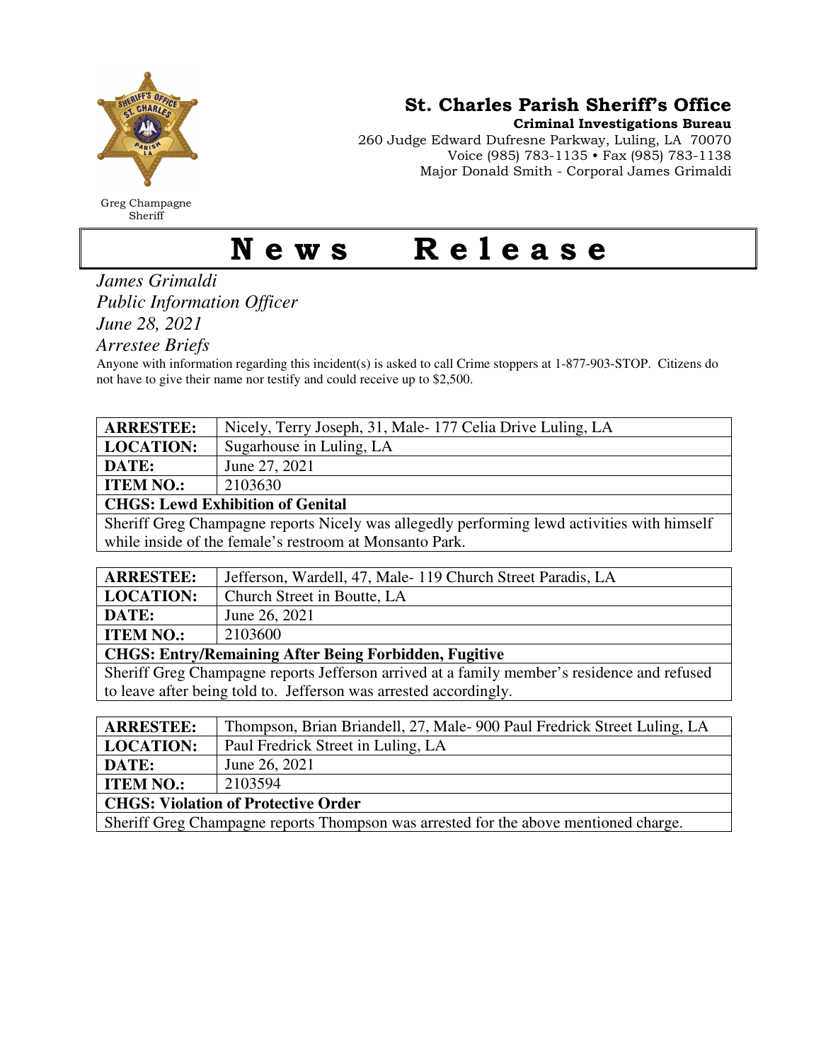Greg Champagne
Sheriff

**St. Charles Parish Sheriff's Office**
**Criminal Investigations Bureau**
260 Judge Edward Dufresne Parkway, Luling, LA 70070
Voice (985) 783-1135 • Fax (985) 783-1138
Major Donald Smith - Corporal James Grimaldi

# News Release

*James Grimaldi*
*Public Information Officer*
*June 28, 2021*
*Arrestee Briefs*

Anyone with information regarding this incident(s) is asked to call Crime stoppers at 1-877-903-STOP. Citizens do not have to give their name nor testify and could receive up to $2,500.

| **ARRESTEE:** | Nicely, Terry Joseph, 31, Male- 177 Celia Drive Luling, LA |
|---|---|
| **LOCATION:** | Sugarhouse in Luling, LA |
| **DATE:** | June 27, 2021 |
| **ITEM NO.:** | 2103630 |
| **CHGS: Lewd Exhibition of Genital** | |
| Sheriff Greg Champagne reports Nicely was allegedly performing lewd activities with himself while inside of the female's restroom at Monsanto Park. | |

| **ARRESTEE:** | Jefferson, Wardell, 47, Male- 119 Church Street Paradis, LA |
|---|---|
| **LOCATION:** | Church Street in Boutte, LA |
| **DATE:** | June 26, 2021 |
| **ITEM NO.:** | 2103600 |
| **CHGS: Entry/Remaining After Being Forbidden, Fugitive** | |
| Sheriff Greg Champagne reports Jefferson arrived at a family member's residence and refused to leave after being told to. Jefferson was arrested accordingly. | |

| **ARRESTEE:** | Thompson, Brian Briandell, 27, Male- 900 Paul Fredrick Street Luling, LA |
|---|---|
| **LOCATION:** | Paul Fredrick Street in Luling, LA |
| **DATE:** | June 26, 2021 |
| **ITEM NO.:** | 2103594 |
| **CHGS: Violation of Protective Order** | |
| Sheriff Greg Champagne reports Thompson was arrested for the above mentioned charge. | |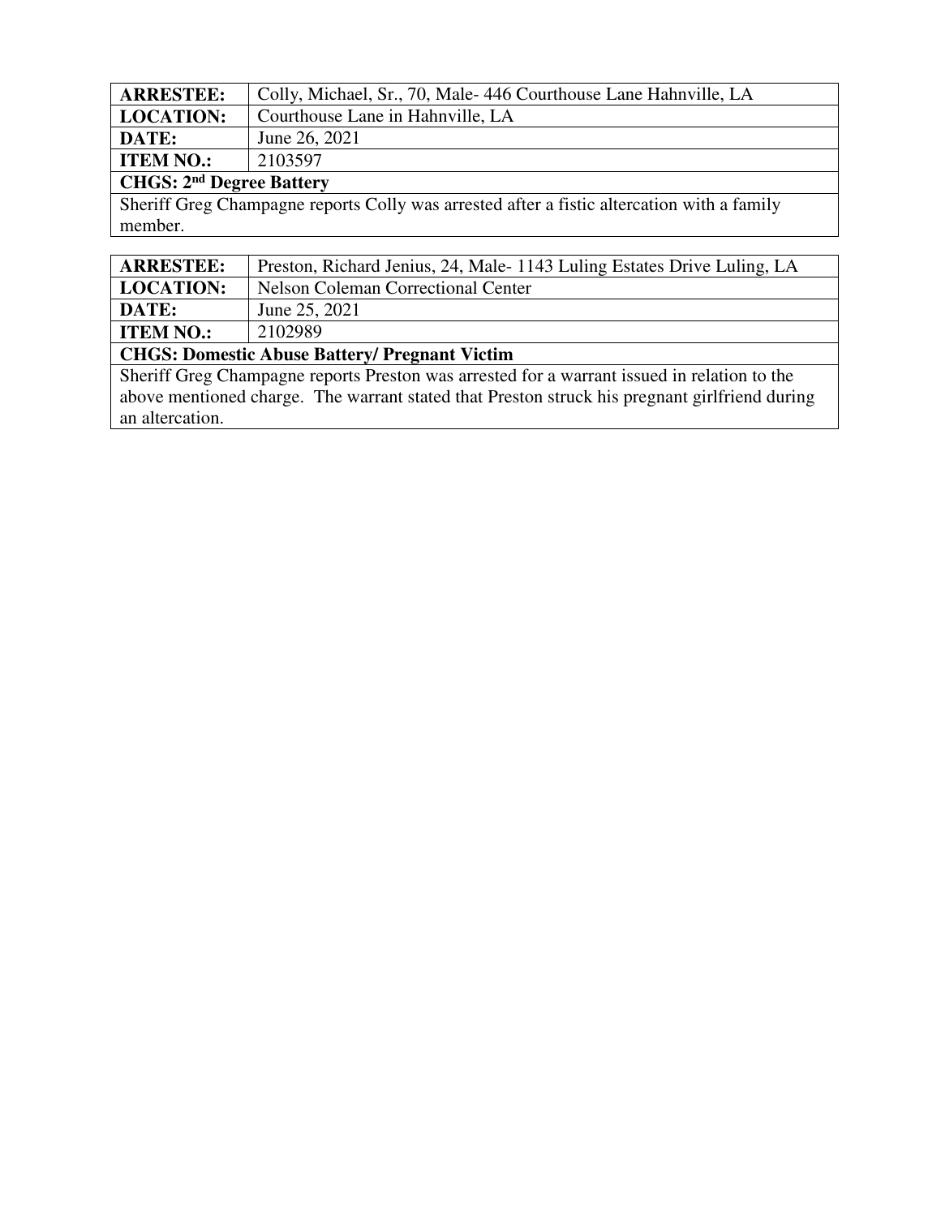| | |
|---|---|
| **ARRESTEE:** | Colly, Michael, Sr., 70, Male- 446 Courthouse Lane Hahnville, LA |
| **LOCATION:** | Courthouse Lane in Hahnville, LA |
| **DATE:** | June 26, 2021 |
| **ITEM NO.:** | 2103597 |
| **CHGS: 2nd Degree Battery** | |
| Sheriff Greg Champagne reports Colly was arrested after a fistic altercation with a family member. | |

| | |
|---|---|
| **ARRESTEE:** | Preston, Richard Jenius, 24, Male- 1143 Luling Estates Drive Luling, LA |
| **LOCATION:** | Nelson Coleman Correctional Center |
| **DATE:** | June 25, 2021 |
| **ITEM NO.:** | 2102989 |
| **CHGS: Domestic Abuse Battery/ Pregnant Victim** | |
| Sheriff Greg Champagne reports Preston was arrested for a warrant issued in relation to the above mentioned charge. The warrant stated that Preston struck his pregnant girlfriend during an altercation. | |